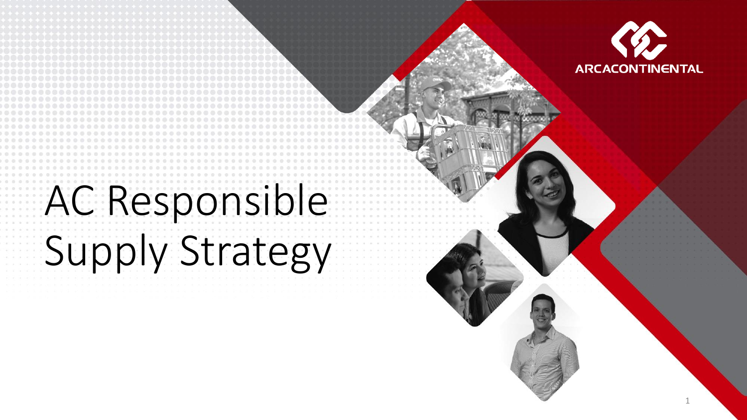# AC Responsible Supply Strategy

ARCACONTINENTAL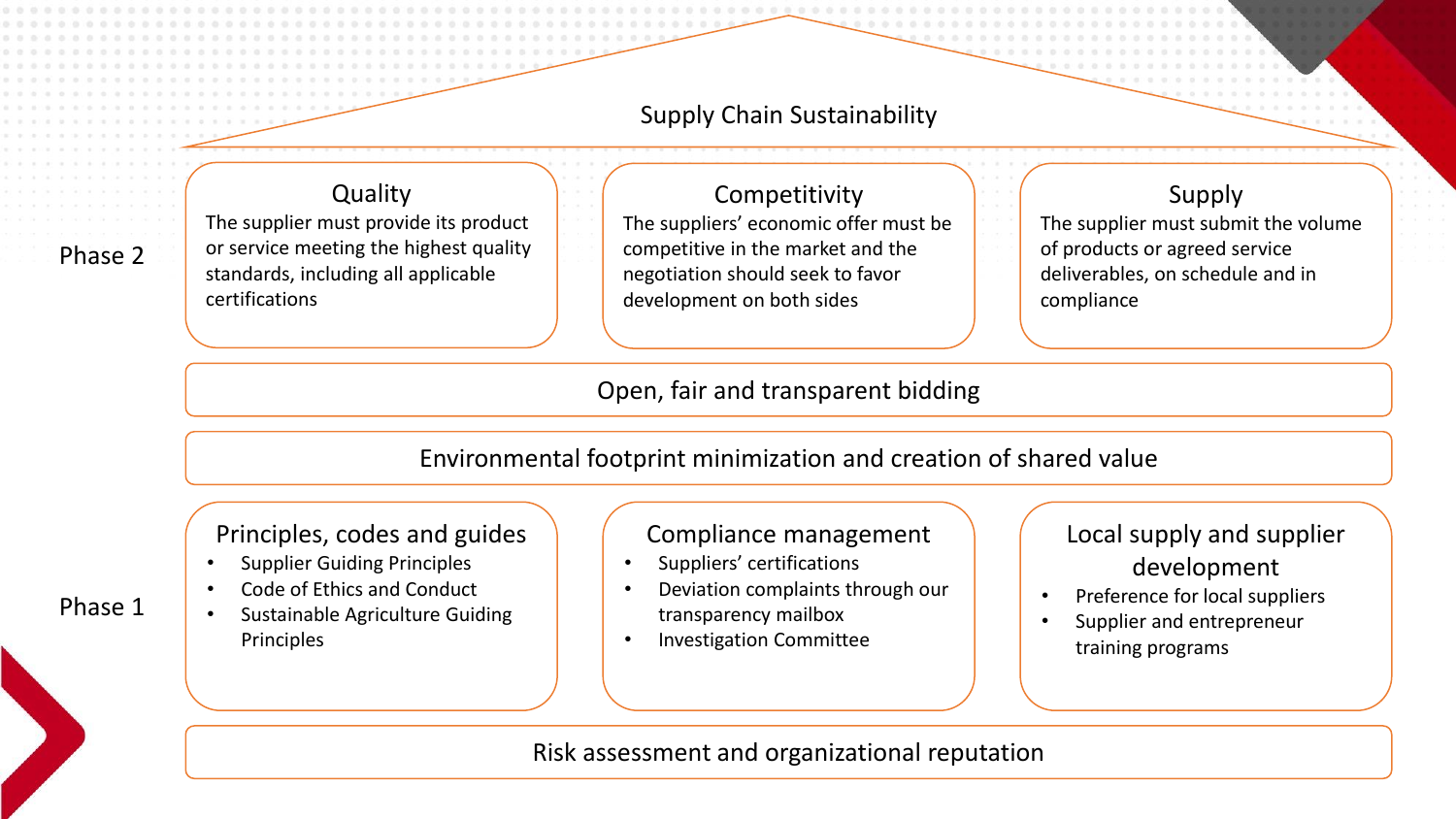# Supply Chain Sustainability

## Phase 2

### Quality

The supplier must provide its product or service meeting the highest quality standards, including all applicable certifications

### Competitivity

The suppliers' economic offer must be competitive in the market and the negotiation should seek to favor development on both sides

### Supply

The supplier must submit the volume of products or agreed service deliverables, on schedule and in compliance

**Open, fair and transparent bidding**

**Environmental footprint minimization and creation of shared value**

## Phase 1

### Principles, codes and guides

- Supplier Guiding Principles
- Code of Ethics and Conduct
- Sustainable Agriculture Guiding Principles

### Compliance management

- Suppliers' certifications
- Deviation complaints through our transparency mailbox
- Investigation Committee

### Local supply and supplier development

- Preference for local suppliers
- Supplier and entrepreneur training programs

**Risk assessment and organizational reputation**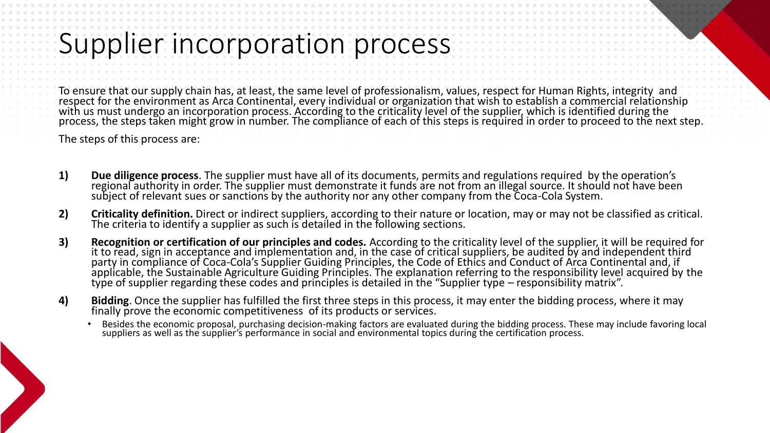# Supplier incorporation process

To ensure that our supply chain has, at least, the same level of professionalism, values, respect for Human Rights, integrity and respect for the environment as Arca Continental, every individual or organization that wish to establish a commercial relationship with us must undergo an incorporation process. According to the criticality level of the supplier, which is identified during the process, the steps taken might grow in number. The compliance of each of this steps is required in order to proceed to the next step.

The steps of this process are:

1) **Due diligence process**. The supplier must have all of its documents, permits and regulations required by the operation's regional authority in order. The supplier must demonstrate it funds are not from an illegal source. It should not have been subject of relevant sues or sanctions by the authority nor any other company from the Coca-Cola System.

2) **Criticality definition.** Direct or indirect suppliers, according to their nature or location, may or may not be classified as critical. The criteria to identify a supplier as such is detailed in the following sections.

3) **Recognition or certification of our principles and codes.** According to the criticality level of the supplier, it will be required for it to read, sign in acceptance and implementation and, in the case of critical suppliers, be audited by and independent third party in compliance of Coca-Cola's Supplier Guiding Principles, the Code of Ethics and Conduct of Arca Continental and, if applicable, the Sustainable Agriculture Guiding Principles. The explanation referring to the responsibility level acquired by the type of supplier regarding these codes and principles is detailed in the "Supplier type – responsibility matrix".

4) **Bidding**. Once the supplier has fulfilled the first three steps in this process, it may enter the bidding process, where it may finally prove the economic competitiveness of its products or services.
   - Besides the economic proposal, purchasing decision-making factors are evaluated during the bidding process. These may include favoring local suppliers as well as the supplier's performance in social and environmental topics during the certification process.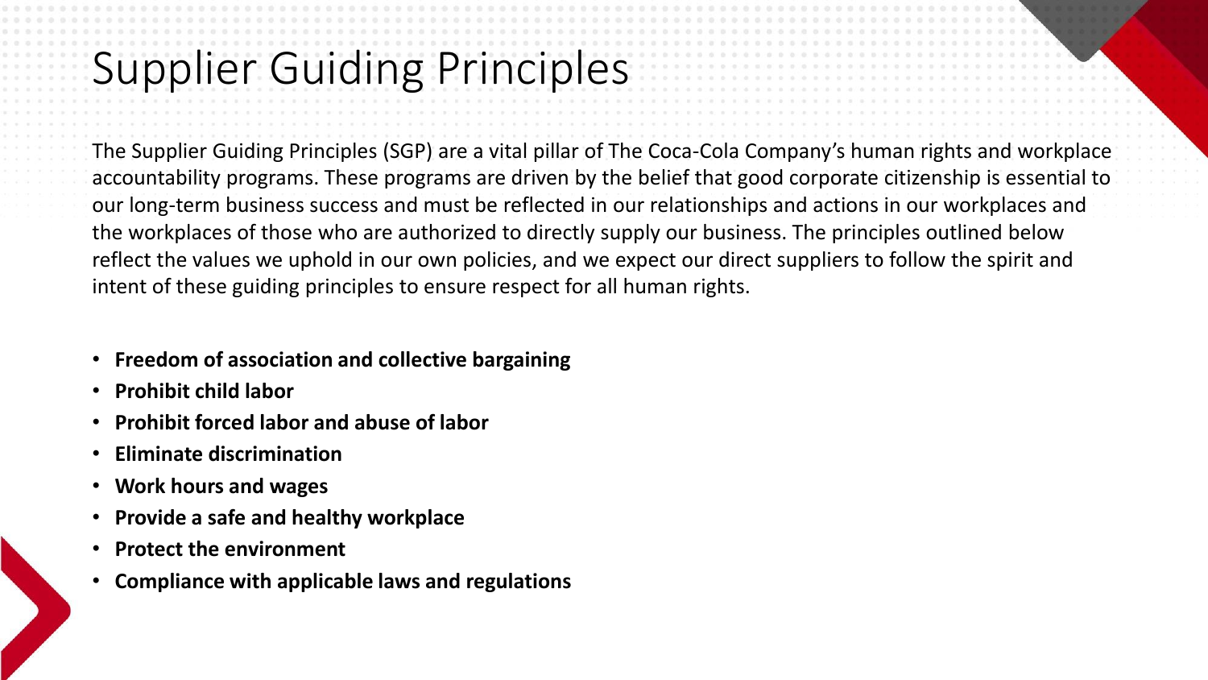# Supplier Guiding Principles

The Supplier Guiding Principles (SGP) are a vital pillar of The Coca-Cola Company's human rights and workplace accountability programs. These programs are driven by the belief that good corporate citizenship is essential to our long-term business success and must be reflected in our relationships and actions in our workplaces and the workplaces of those who are authorized to directly supply our business. The principles outlined below reflect the values we uphold in our own policies, and we expect our direct suppliers to follow the spirit and intent of these guiding principles to ensure respect for all human rights.

- **Freedom of association and collective bargaining**
- **Prohibit child labor**
- **Prohibit forced labor and abuse of labor**
- **Eliminate discrimination**
- **Work hours and wages**
- **Provide a safe and healthy workplace**
- **Protect the environment**
- **Compliance with applicable laws and regulations**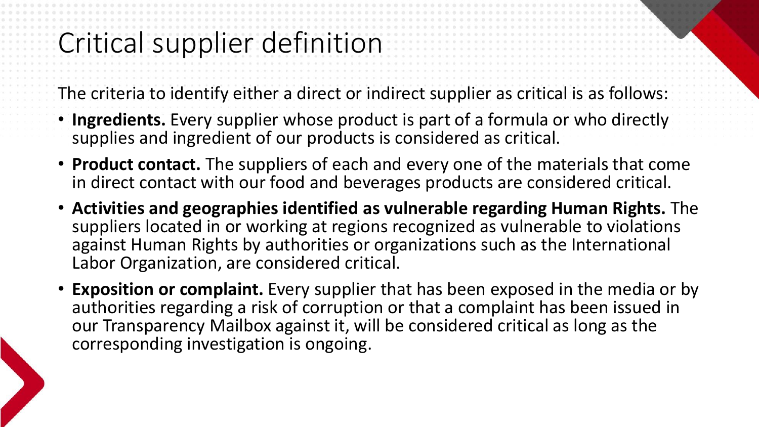# Critical supplier definition

The criteria to identify either a direct or indirect supplier as critical is as follows:

- **Ingredients.** Every supplier whose product is part of a formula or who directly supplies and ingredient of our products is considered as critical.
- **Product contact.** The suppliers of each and every one of the materials that come in direct contact with our food and beverages products are considered critical.
- **Activities and geographies identified as vulnerable regarding Human Rights.** The suppliers located in or working at regions recognized as vulnerable to violations against Human Rights by authorities or organizations such as the International Labor Organization, are considered critical.
- **Exposition or complaint.** Every supplier that has been exposed in the media or by authorities regarding a risk of corruption or that a complaint has been issued in our Transparency Mailbox against it, will be considered critical as long as the corresponding investigation is ongoing.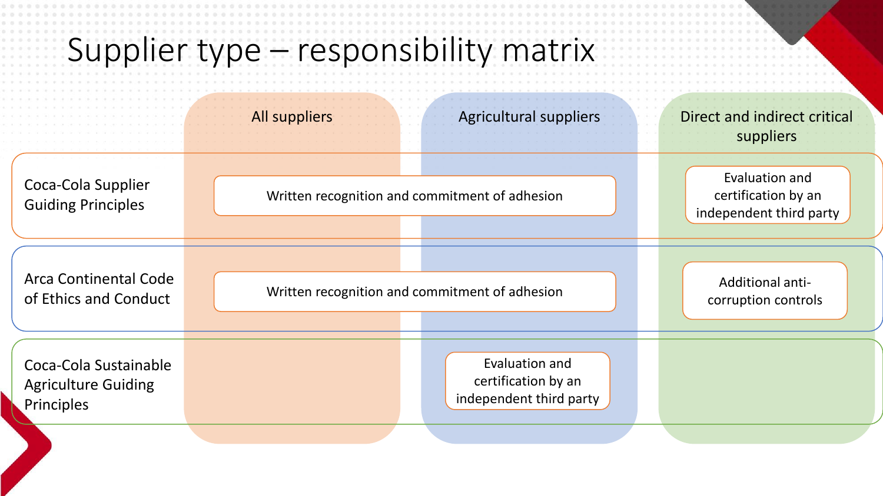# Supplier type – responsibility matrix

| | All suppliers | Agricultural suppliers | Direct and indirect critical suppliers |
| --- | --- | --- | --- |
| Coca-Cola Supplier Guiding Principles | Written recognition and commitment of adhesion | Written recognition and commitment of adhesion | Evaluation and certification by an independent third party |
| Arca Continental Code of Ethics and Conduct | Written recognition and commitment of adhesion | Written recognition and commitment of adhesion | Additional anti-corruption controls |
| Coca-Cola Sustainable Agriculture Guiding Principles | | Evaluation and certification by an independent third party | |